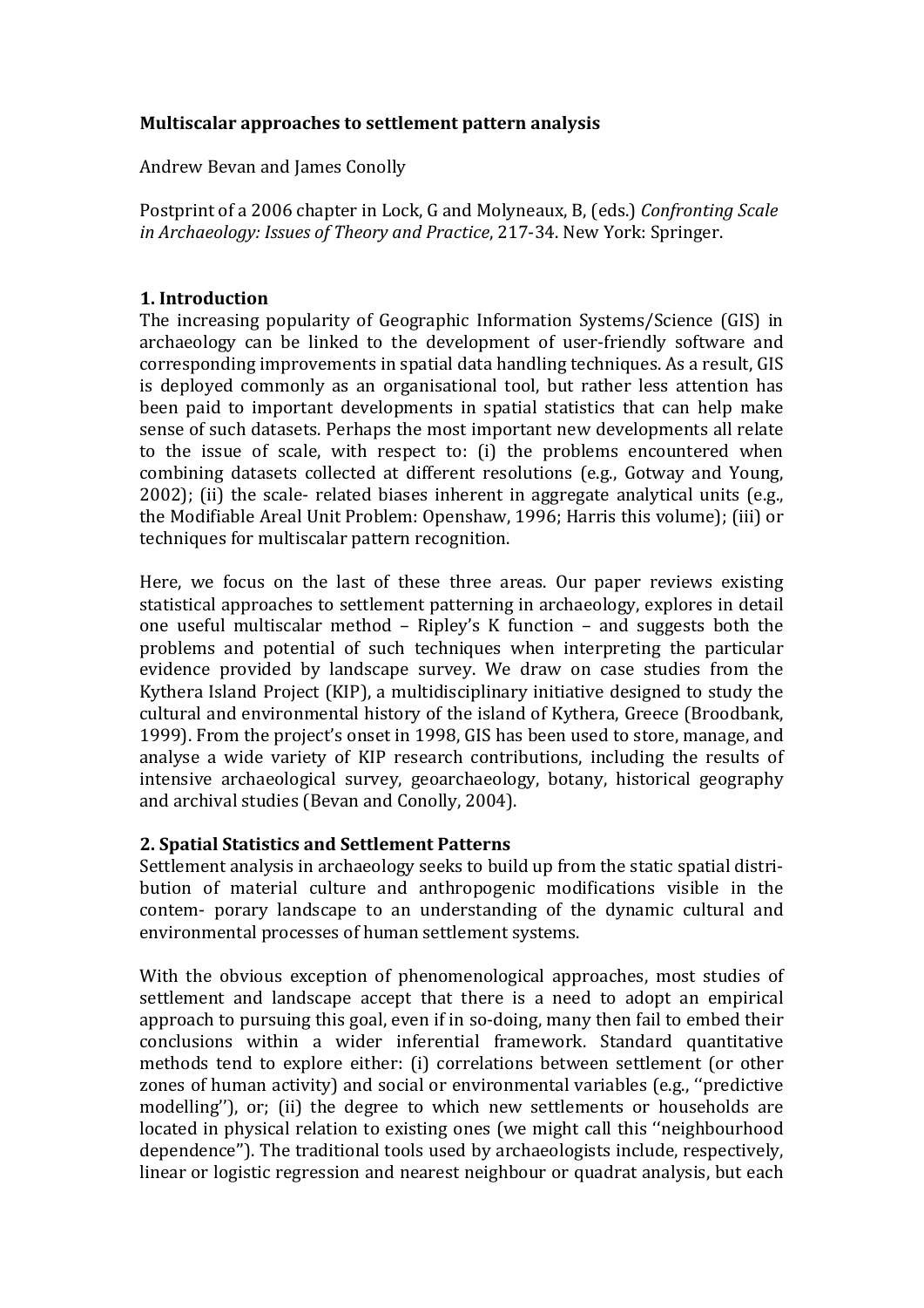**Multiscalar approaches to settlement pattern analysis**

Andrew Bevan and James Conolly

Postprint of a 2006 chapter in Lock, G and Molyneaux, B, (eds.) *Confronting Scale in Archaeology: Issues of Theory and Practice*, 217-34. New York: Springer.

## 1. Introduction

The increasing popularity of Geographic Information Systems/Science (GIS) in archaeology can be linked to the development of user-friendly software and corresponding improvements in spatial data handling techniques. As a result, GIS is deployed commonly as an organisational tool, but rather less attention has been paid to important developments in spatial statistics that can help make sense of such datasets. Perhaps the most important new developments all relate to the issue of scale, with respect to: (i) the problems encountered when combining datasets collected at different resolutions (e.g., Gotway and Young, 2002); (ii) the scale- related biases inherent in aggregate analytical units (e.g., the Modifiable Areal Unit Problem: Openshaw, 1996; Harris this volume); (iii) or techniques for multiscalar pattern recognition.

Here, we focus on the last of these three areas. Our paper reviews existing statistical approaches to settlement patterning in archaeology, explores in detail one useful multiscalar method – Ripley's K function – and suggests both the problems and potential of such techniques when interpreting the particular evidence provided by landscape survey. We draw on case studies from the Kythera Island Project (KIP), a multidisciplinary initiative designed to study the cultural and environmental history of the island of Kythera, Greece (Broodbank, 1999). From the project's onset in 1998, GIS has been used to store, manage, and analyse a wide variety of KIP research contributions, including the results of intensive archaeological survey, geoarchaeology, botany, historical geography and archival studies (Bevan and Conolly, 2004).

## 2. Spatial Statistics and Settlement Patterns

Settlement analysis in archaeology seeks to build up from the static spatial distribution of material culture and anthropogenic modifications visible in the contem- porary landscape to an understanding of the dynamic cultural and environmental processes of human settlement systems.

With the obvious exception of phenomenological approaches, most studies of settlement and landscape accept that there is a need to adopt an empirical approach to pursuing this goal, even if in so-doing, many then fail to embed their conclusions within a wider inferential framework. Standard quantitative methods tend to explore either: (i) correlations between settlement (or other zones of human activity) and social or environmental variables (e.g., ''predictive modelling''), or; (ii) the degree to which new settlements or households are located in physical relation to existing ones (we might call this ''neighbourhood dependence"). The traditional tools used by archaeologists include, respectively, linear or logistic regression and nearest neighbour or quadrat analysis, but each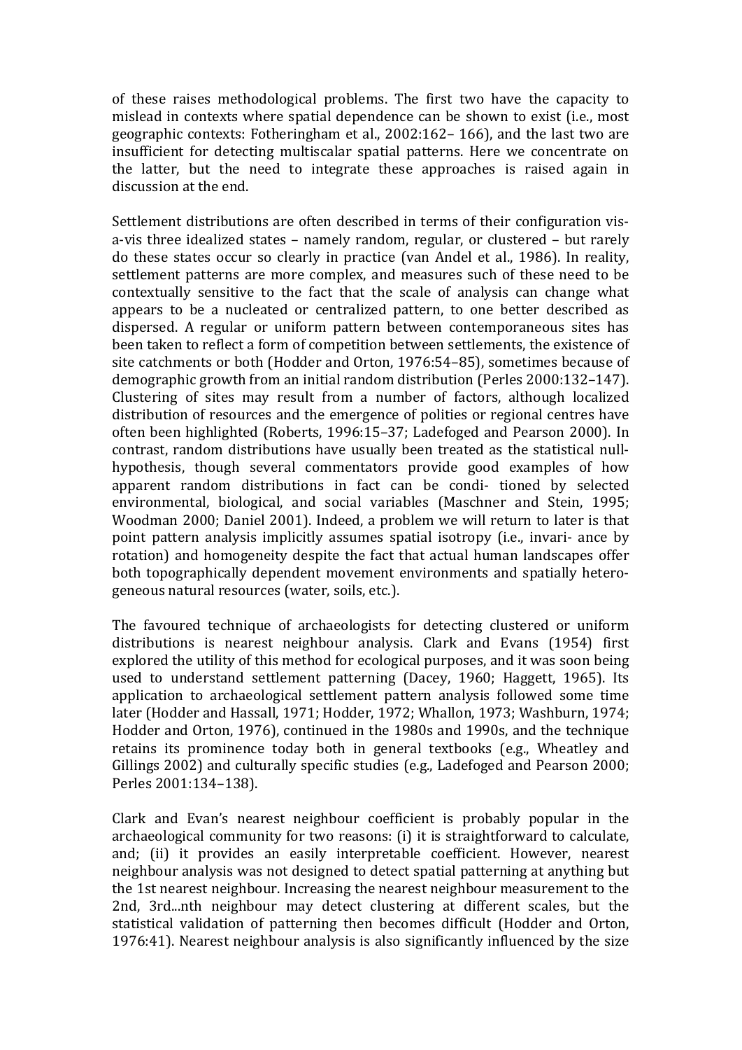of these raises methodological problems. The first two have the capacity to mislead in contexts where spatial dependence can be shown to exist (i.e., most geographic contexts: Fotheringham et al., 2002:162– 166), and the last two are insufficient for detecting multiscalar spatial patterns. Here we concentrate on the latter, but the need to integrate these approaches is raised again in discussion at the end.

Settlement distributions are often described in terms of their configuration vis-a-vis three idealized states – namely random, regular, or clustered – but rarely do these states occur so clearly in practice (van Andel et al., 1986). In reality, settlement patterns are more complex, and measures such of these need to be contextually sensitive to the fact that the scale of analysis can change what appears to be a nucleated or centralized pattern, to one better described as dispersed. A regular or uniform pattern between contemporaneous sites has been taken to reflect a form of competition between settlements, the existence of site catchments or both (Hodder and Orton, 1976:54–85), sometimes because of demographic growth from an initial random distribution (Perles 2000:132–147). Clustering of sites may result from a number of factors, although localized distribution of resources and the emergence of polities or regional centres have often been highlighted (Roberts, 1996:15–37; Ladefoged and Pearson 2000). In contrast, random distributions have usually been treated as the statistical null-hypothesis, though several commentators provide good examples of how apparent random distributions in fact can be condi- tioned by selected environmental, biological, and social variables (Maschner and Stein, 1995; Woodman 2000; Daniel 2001). Indeed, a problem we will return to later is that point pattern analysis implicitly assumes spatial isotropy (i.e., invari- ance by rotation) and homogeneity despite the fact that actual human landscapes offer both topographically dependent movement environments and spatially hetero- geneous natural resources (water, soils, etc.).

The favoured technique of archaeologists for detecting clustered or uniform distributions is nearest neighbour analysis. Clark and Evans (1954) first explored the utility of this method for ecological purposes, and it was soon being used to understand settlement patterning (Dacey, 1960; Haggett, 1965). Its application to archaeological settlement pattern analysis followed some time later (Hodder and Hassall, 1971; Hodder, 1972; Whallon, 1973; Washburn, 1974; Hodder and Orton, 1976), continued in the 1980s and 1990s, and the technique retains its prominence today both in general textbooks (e.g., Wheatley and Gillings 2002) and culturally specific studies (e.g., Ladefoged and Pearson 2000; Perles 2001:134–138).

Clark and Evan's nearest neighbour coefficient is probably popular in the archaeological community for two reasons: (i) it is straightforward to calculate, and; (ii) it provides an easily interpretable coefficient. However, nearest neighbour analysis was not designed to detect spatial patterning at anything but the 1st nearest neighbour. Increasing the nearest neighbour measurement to the 2nd, 3rd...nth neighbour may detect clustering at different scales, but the statistical validation of patterning then becomes difficult (Hodder and Orton, 1976:41). Nearest neighbour analysis is also significantly influenced by the size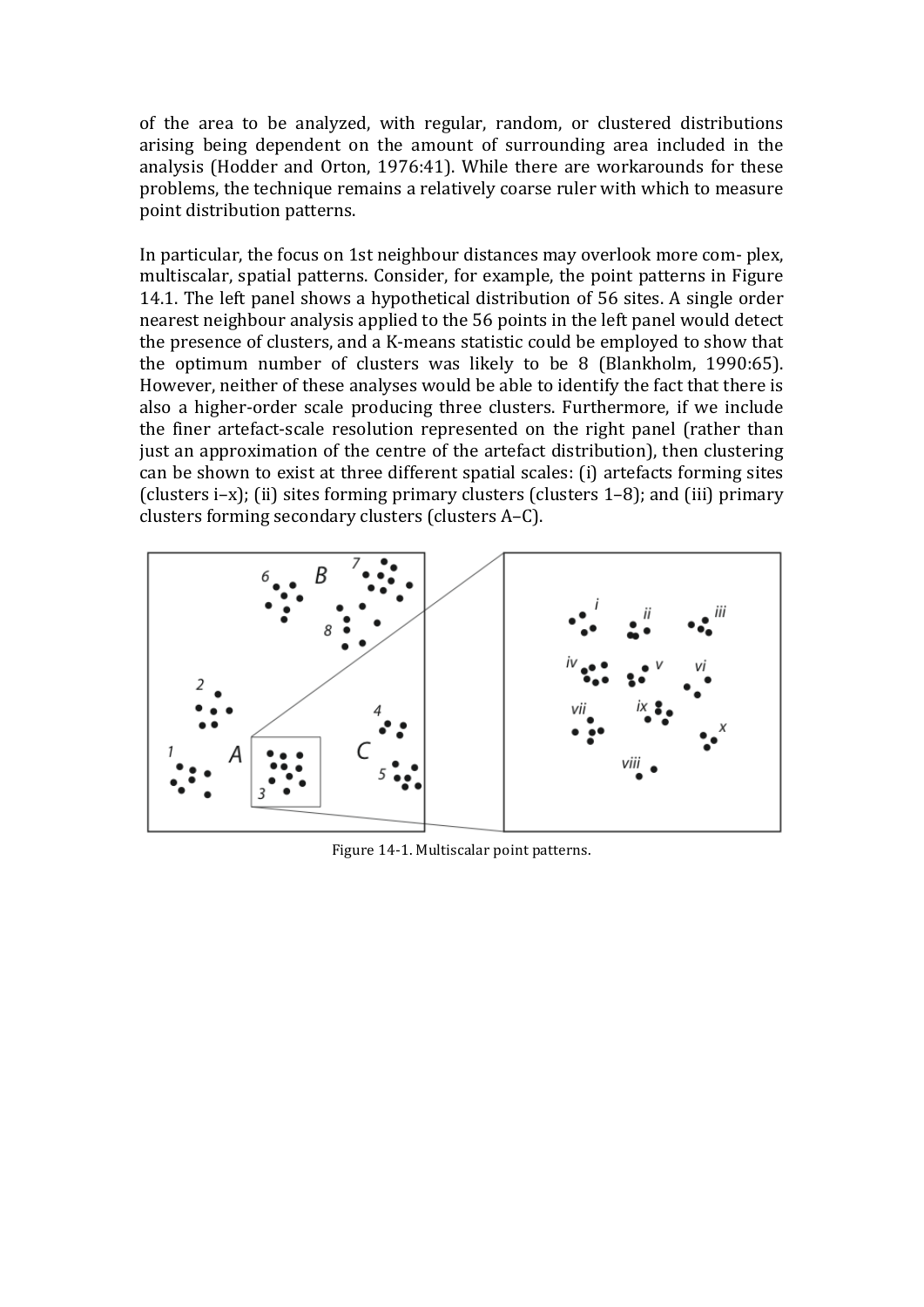of the area to be analyzed, with regular, random, or clustered distributions arising being dependent on the amount of surrounding area included in the analysis (Hodder and Orton, 1976:41). While there are workarounds for these problems, the technique remains a relatively coarse ruler with which to measure point distribution patterns.

In particular, the focus on 1st neighbour distances may overlook more com- plex, multiscalar, spatial patterns. Consider, for example, the point patterns in Figure 14.1. The left panel shows a hypothetical distribution of 56 sites. A single order nearest neighbour analysis applied to the 56 points in the left panel would detect the presence of clusters, and a K-means statistic could be employed to show that the optimum number of clusters was likely to be 8 (Blankholm, 1990:65). However, neither of these analyses would be able to identify the fact that there is also a higher-order scale producing three clusters. Furthermore, if we include the finer artefact-scale resolution represented on the right panel (rather than just an approximation of the centre of the artefact distribution), then clustering can be shown to exist at three different spatial scales: (i) artefacts forming sites (clusters i–x); (ii) sites forming primary clusters (clusters 1–8); and (iii) primary clusters forming secondary clusters (clusters A–C).

Figure 14-1. Multiscalar point patterns.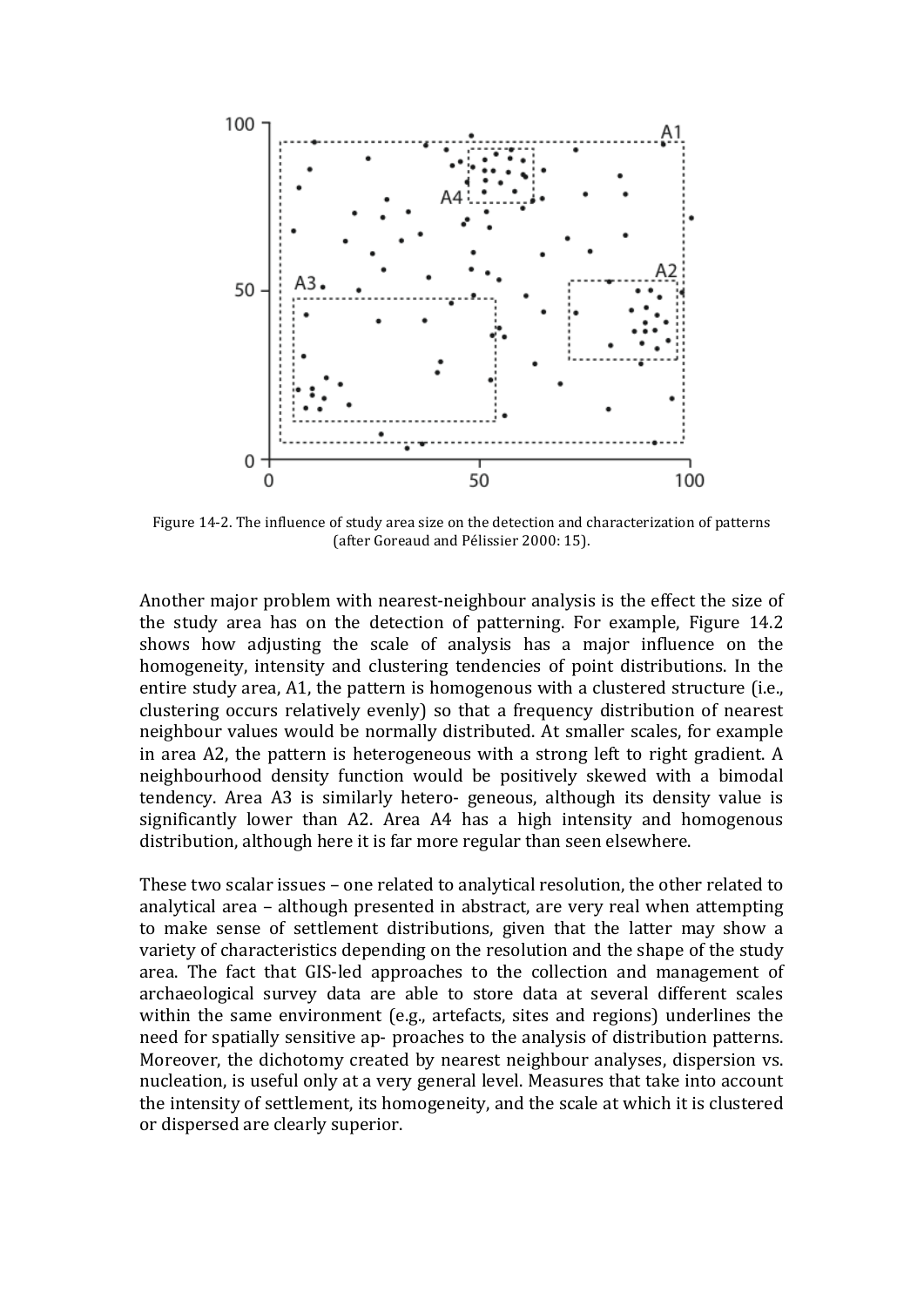Figure 14-2. The influence of study area size on the detection and characterization of patterns (after Goreaud and Pélissier 2000: 15).

Another major problem with nearest-neighbour analysis is the effect the size of the study area has on the detection of patterning. For example, Figure 14.2 shows how adjusting the scale of analysis has a major influence on the homogeneity, intensity and clustering tendencies of point distributions. In the entire study area, A1, the pattern is homogenous with a clustered structure (i.e., clustering occurs relatively evenly) so that a frequency distribution of nearest neighbour values would be normally distributed. At smaller scales, for example in area A2, the pattern is heterogeneous with a strong left to right gradient. A neighbourhood density function would be positively skewed with a bimodal tendency. Area A3 is similarly hetero- geneous, although its density value is significantly lower than A2. Area A4 has a high intensity and homogenous distribution, although here it is far more regular than seen elsewhere.

These two scalar issues – one related to analytical resolution, the other related to analytical area – although presented in abstract, are very real when attempting to make sense of settlement distributions, given that the latter may show a variety of characteristics depending on the resolution and the shape of the study area. The fact that GIS-led approaches to the collection and management of archaeological survey data are able to store data at several different scales within the same environment (e.g., artefacts, sites and regions) underlines the need for spatially sensitive ap- proaches to the analysis of distribution patterns. Moreover, the dichotomy created by nearest neighbour analyses, dispersion vs. nucleation, is useful only at a very general level. Measures that take into account the intensity of settlement, its homogeneity, and the scale at which it is clustered or dispersed are clearly superior.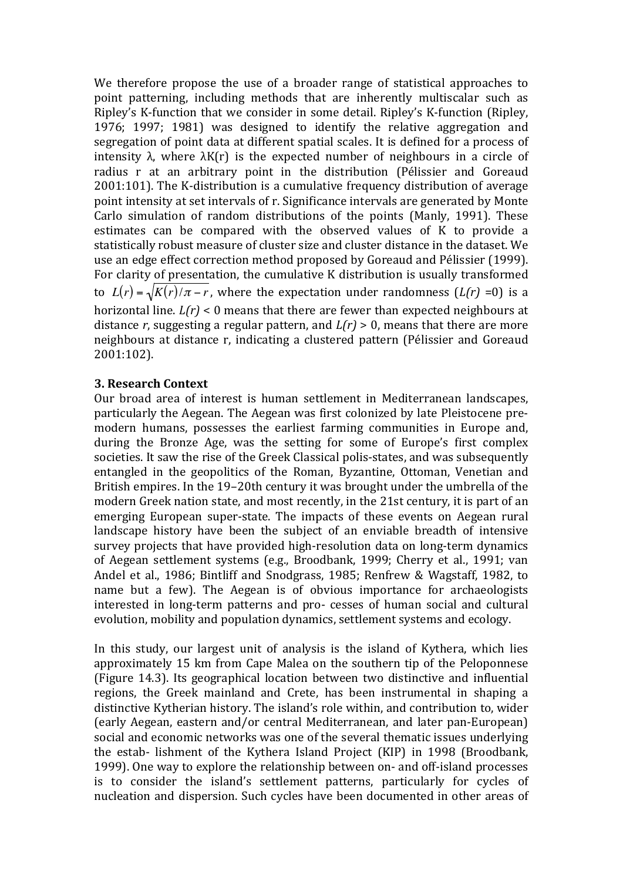We therefore propose the use of a broader range of statistical approaches to point patterning, including methods that are inherently multiscalar such as Ripley's K-function that we consider in some detail. Ripley's K-function (Ripley, 1976; 1997; 1981) was designed to identify the relative aggregation and segregation of point data at different spatial scales. It is defined for a process of intensity λ, where λK(r) is the expected number of neighbours in a circle of radius r at an arbitrary point in the distribution (Pélissier and Goreaud 2001:101). The K-distribution is a cumulative frequency distribution of average point intensity at set intervals of r. Significance intervals are generated by Monte Carlo simulation of random distributions of the points (Manly, 1991). These estimates can be compared with the observed values of K to provide a statistically robust measure of cluster size and cluster distance in the dataset. We use an edge effect correction method proposed by Goreaud and Pélissier (1999). For clarity of presentation, the cumulative K distribution is usually transformed to $L(r) = \sqrt{K(r)/\pi - r}$, where the expectation under randomness (*L(r)* =0) is a horizontal line. *L(r)* < 0 means that there are fewer than expected neighbours at distance *r*, suggesting a regular pattern, and *L(r)* > 0, means that there are more neighbours at distance r, indicating a clustered pattern (Pélissier and Goreaud 2001:102).

### 3. Research Context

Our broad area of interest is human settlement in Mediterranean landscapes, particularly the Aegean. The Aegean was first colonized by late Pleistocene pre-modern humans, possesses the earliest farming communities in Europe and, during the Bronze Age, was the setting for some of Europe's first complex societies. It saw the rise of the Greek Classical polis-states, and was subsequently entangled in the geopolitics of the Roman, Byzantine, Ottoman, Venetian and British empires. In the 19–20th century it was brought under the umbrella of the modern Greek nation state, and most recently, in the 21st century, it is part of an emerging European super-state. The impacts of these events on Aegean rural landscape history have been the subject of an enviable breadth of intensive survey projects that have provided high-resolution data on long-term dynamics of Aegean settlement systems (e.g., Broodbank, 1999; Cherry et al., 1991; van Andel et al., 1986; Bintliff and Snodgrass, 1985; Renfrew & Wagstaff, 1982, to name but a few). The Aegean is of obvious importance for archaeologists interested in long-term patterns and pro- cesses of human social and cultural evolution, mobility and population dynamics, settlement systems and ecology.

In this study, our largest unit of analysis is the island of Kythera, which lies approximately 15 km from Cape Malea on the southern tip of the Peloponnese (Figure 14.3). Its geographical location between two distinctive and influential regions, the Greek mainland and Crete, has been instrumental in shaping a distinctive Kytherian history. The island's role within, and contribution to, wider (early Aegean, eastern and/or central Mediterranean, and later pan-European) social and economic networks was one of the several thematic issues underlying the estab- lishment of the Kythera Island Project (KIP) in 1998 (Broodbank, 1999). One way to explore the relationship between on- and off-island processes is to consider the island's settlement patterns, particularly for cycles of nucleation and dispersion. Such cycles have been documented in other areas of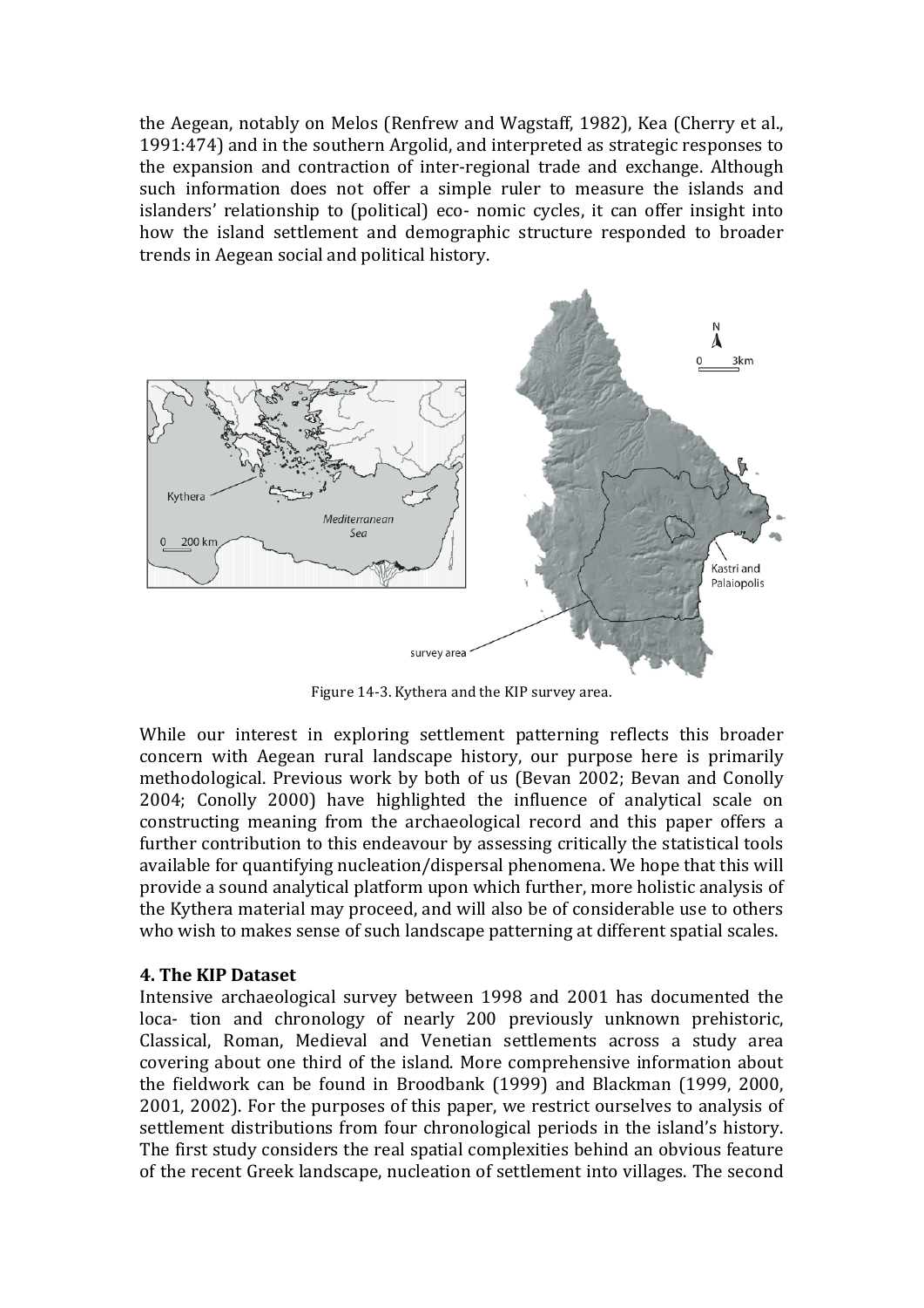the Aegean, notably on Melos (Renfrew and Wagstaff, 1982), Kea (Cherry et al., 1991:474) and in the southern Argolid, and interpreted as strategic responses to the expansion and contraction of inter-regional trade and exchange. Although such information does not offer a simple ruler to measure the islands and islanders' relationship to (political) eco- nomic cycles, it can offer insight into how the island settlement and demographic structure responded to broader trends in Aegean social and political history.

Figure 14-3. Kythera and the KIP survey area.

While our interest in exploring settlement patterning reflects this broader concern with Aegean rural landscape history, our purpose here is primarily methodological. Previous work by both of us (Bevan 2002; Bevan and Conolly 2004; Conolly 2000) have highlighted the influence of analytical scale on constructing meaning from the archaeological record and this paper offers a further contribution to this endeavour by assessing critically the statistical tools available for quantifying nucleation/dispersal phenomena. We hope that this will provide a sound analytical platform upon which further, more holistic analysis of the Kythera material may proceed, and will also be of considerable use to others who wish to makes sense of such landscape patterning at different spatial scales.

## 4. The KIP Dataset

Intensive archaeological survey between 1998 and 2001 has documented the loca- tion and chronology of nearly 200 previously unknown prehistoric, Classical, Roman, Medieval and Venetian settlements across a study area covering about one third of the island. More comprehensive information about the fieldwork can be found in Broodbank (1999) and Blackman (1999, 2000, 2001, 2002). For the purposes of this paper, we restrict ourselves to analysis of settlement distributions from four chronological periods in the island's history. The first study considers the real spatial complexities behind an obvious feature of the recent Greek landscape, nucleation of settlement into villages. The second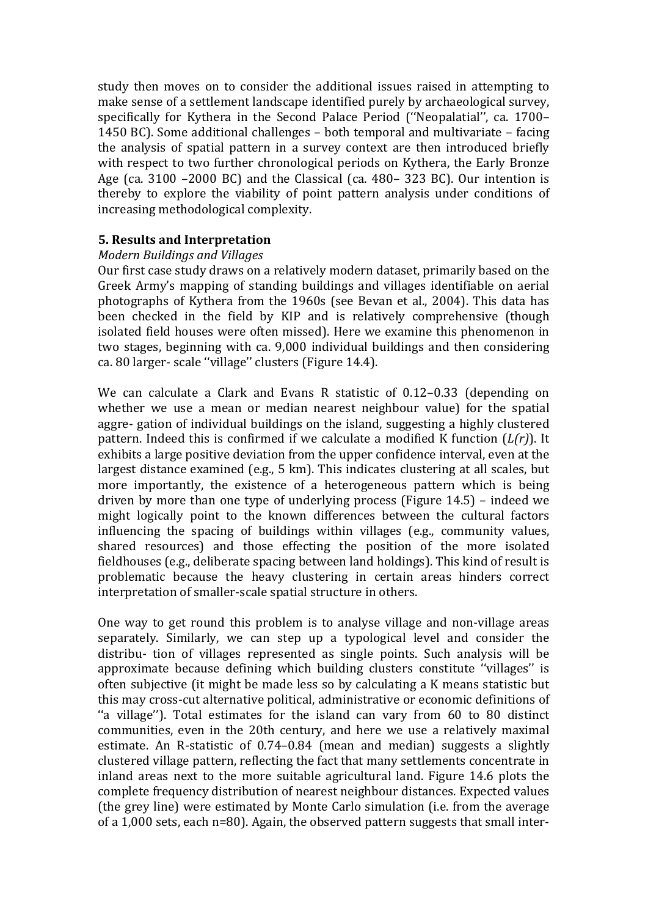study then moves on to consider the additional issues raised in attempting to make sense of a settlement landscape identified purely by archaeological survey, specifically for Kythera in the Second Palace Period (''Neopalatial'', ca. 1700–1450 BC). Some additional challenges – both temporal and multivariate – facing the analysis of spatial pattern in a survey context are then introduced briefly with respect to two further chronological periods on Kythera, the Early Bronze Age (ca. 3100 –2000 BC) and the Classical (ca. 480– 323 BC). Our intention is thereby to explore the viability of point pattern analysis under conditions of increasing methodological complexity.

## 5. Results and Interpretation

*Modern Buildings and Villages*

Our first case study draws on a relatively modern dataset, primarily based on the Greek Army's mapping of standing buildings and villages identifiable on aerial photographs of Kythera from the 1960s (see Bevan et al., 2004). This data has been checked in the field by KIP and is relatively comprehensive (though isolated field houses were often missed). Here we examine this phenomenon in two stages, beginning with ca. 9,000 individual buildings and then considering ca. 80 larger- scale ''village'' clusters (Figure 14.4).

We can calculate a Clark and Evans R statistic of 0.12–0.33 (depending on whether we use a mean or median nearest neighbour value) for the spatial aggre- gation of individual buildings on the island, suggesting a highly clustered pattern. Indeed this is confirmed if we calculate a modified K function (*L(r)*). It exhibits a large positive deviation from the upper confidence interval, even at the largest distance examined (e.g., 5 km). This indicates clustering at all scales, but more importantly, the existence of a heterogeneous pattern which is being driven by more than one type of underlying process (Figure 14.5) – indeed we might logically point to the known differences between the cultural factors influencing the spacing of buildings within villages (e.g., community values, shared resources) and those effecting the position of the more isolated fieldhouses (e.g., deliberate spacing between land holdings). This kind of result is problematic because the heavy clustering in certain areas hinders correct interpretation of smaller-scale spatial structure in others.

One way to get round this problem is to analyse village and non-village areas separately. Similarly, we can step up a typological level and consider the distribu- tion of villages represented as single points. Such analysis will be approximate because defining which building clusters constitute ''villages'' is often subjective (it might be made less so by calculating a K means statistic but this may cross-cut alternative political, administrative or economic definitions of ''a village''). Total estimates for the island can vary from 60 to 80 distinct communities, even in the 20th century, and here we use a relatively maximal estimate. An R-statistic of 0.74–0.84 (mean and median) suggests a slightly clustered village pattern, reflecting the fact that many settlements concentrate in inland areas next to the more suitable agricultural land. Figure 14.6 plots the complete frequency distribution of nearest neighbour distances. Expected values (the grey line) were estimated by Monte Carlo simulation (i.e. from the average of a 1,000 sets, each n=80). Again, the observed pattern suggests that small inter-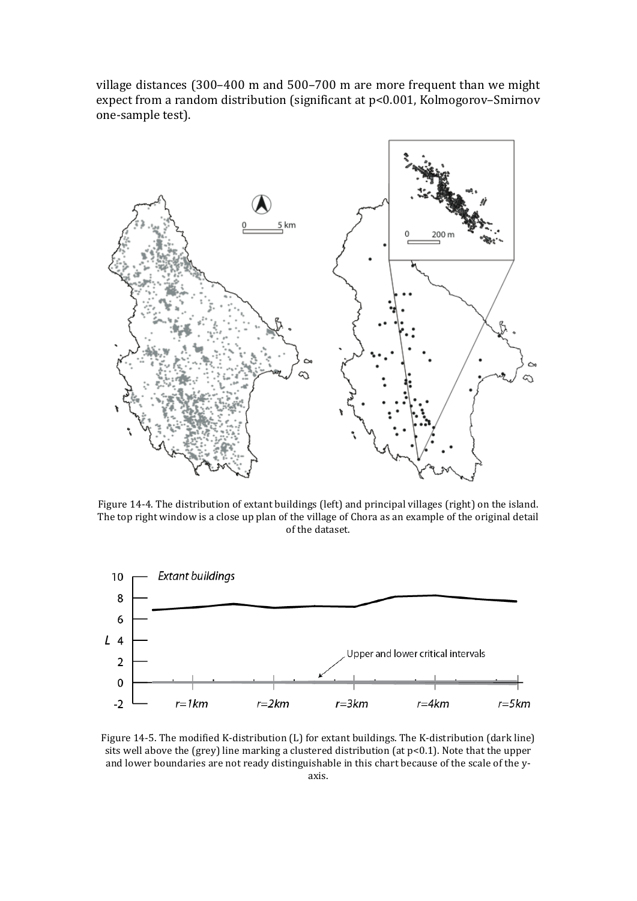village distances (300–400 m and 500–700 m are more frequent than we might expect from a random distribution (significant at $p<0.001$, Kolmogorov–Smirnov one-sample test).

Figure 14-4. The distribution of extant buildings (left) and principal villages (right) on the island. The top right window is a close up plan of the village of Chora as an example of the original detail of the dataset.

Figure 14-5. The modified K-distribution (L) for extant buildings. The K-distribution (dark line) sits well above the (grey) line marking a clustered distribution (at $p<0.1$). Note that the upper and lower boundaries are not ready distinguishable in this chart because of the scale of the y-axis.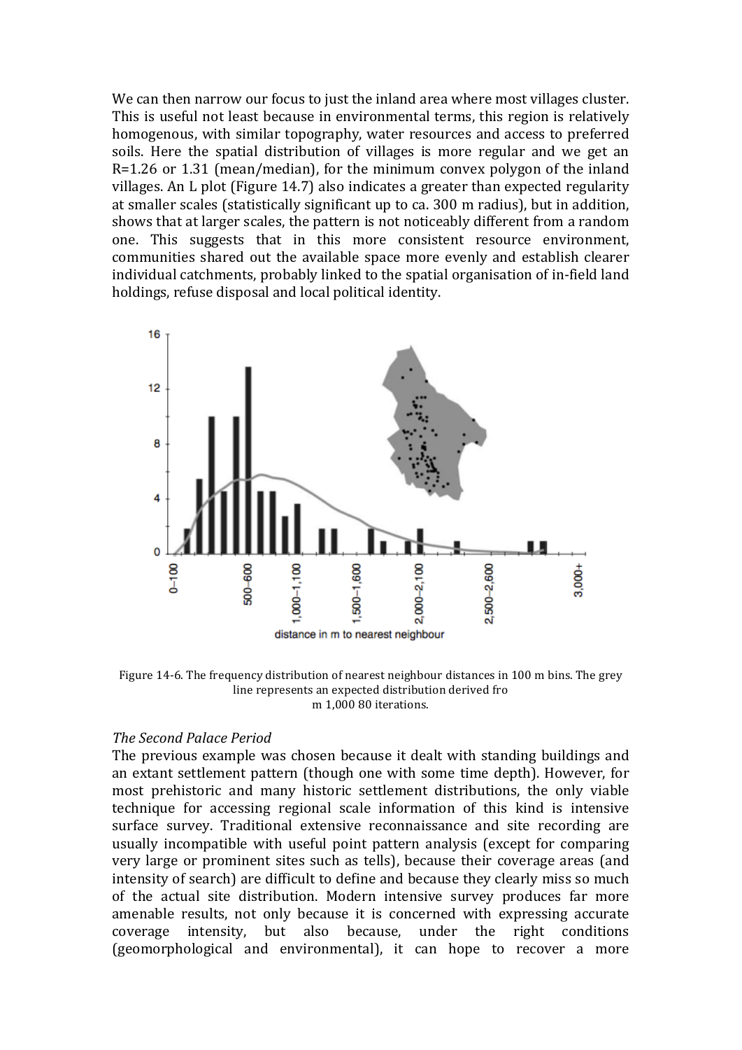We can then narrow our focus to just the inland area where most villages cluster. This is useful not least because in environmental terms, this region is relatively homogenous, with similar topography, water resources and access to preferred soils. Here the spatial distribution of villages is more regular and we get an R=1.26 or 1.31 (mean/median), for the minimum convex polygon of the inland villages. An L plot (Figure 14.7) also indicates a greater than expected regularity at smaller scales (statistically significant up to ca. 300 m radius), but in addition, shows that at larger scales, the pattern is not noticeably different from a random one. This suggests that in this more consistent resource environment, communities shared out the available space more evenly and establish clearer individual catchments, probably linked to the spatial organisation of in-field land holdings, refuse disposal and local political identity.

Figure 14-6. The frequency distribution of nearest neighbour distances in 100 m bins. The grey line represents an expected distribution derived fro m 1,000 80 iterations.

*The Second Palace Period*

The previous example was chosen because it dealt with standing buildings and an extant settlement pattern (though one with some time depth). However, for most prehistoric and many historic settlement distributions, the only viable technique for accessing regional scale information of this kind is intensive surface survey. Traditional extensive reconnaissance and site recording are usually incompatible with useful point pattern analysis (except for comparing very large or prominent sites such as tells), because their coverage areas (and intensity of search) are difficult to define and because they clearly miss so much of the actual site distribution. Modern intensive survey produces far more amenable results, not only because it is concerned with expressing accurate coverage intensity, but also because, under the right conditions (geomorphological and environmental), it can hope to recover a more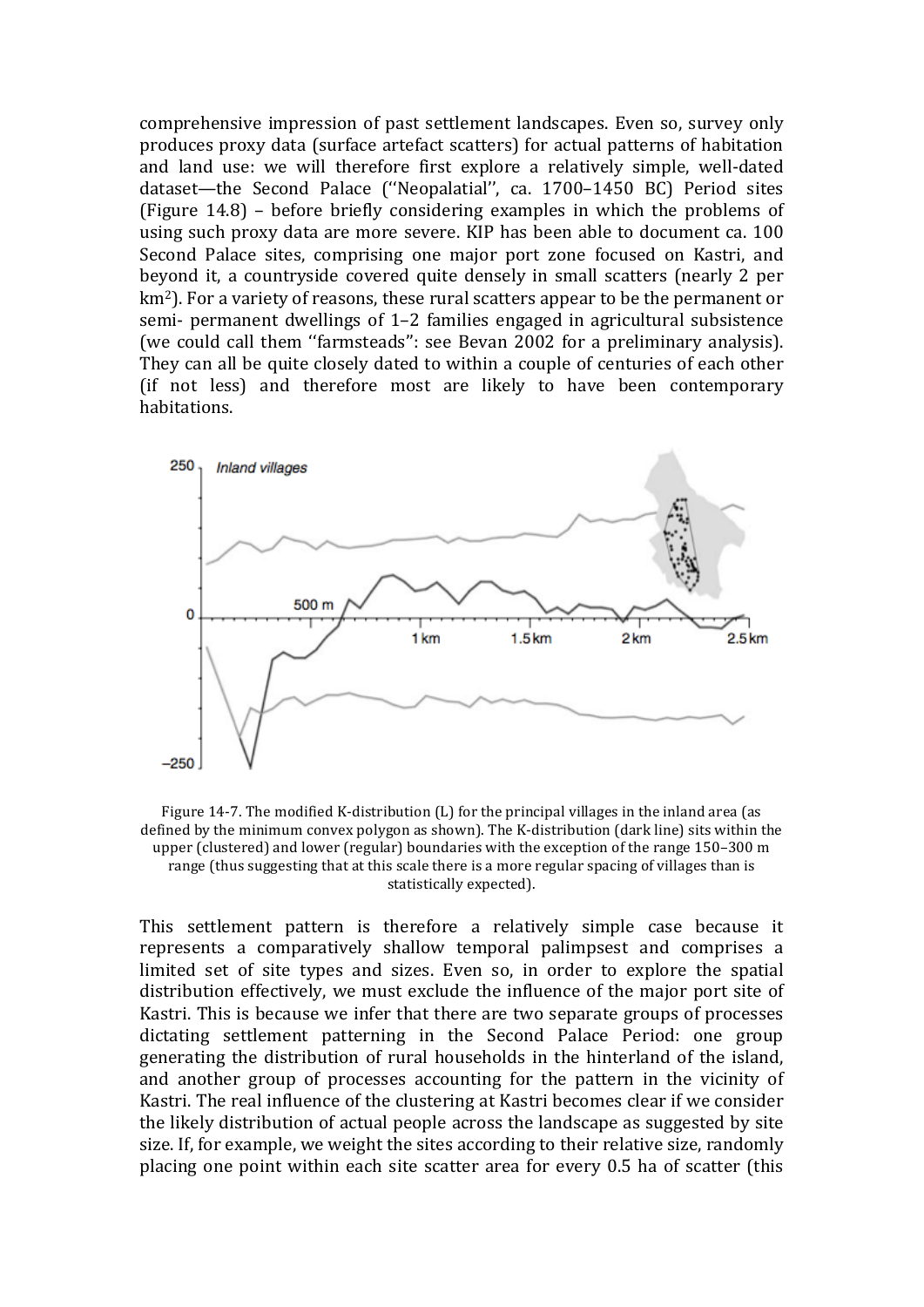comprehensive impression of past settlement landscapes. Even so, survey only produces proxy data (surface artefact scatters) for actual patterns of habitation and land use: we will therefore first explore a relatively simple, well-dated dataset—the Second Palace (''Neopalatial'', ca. 1700–1450 BC) Period sites (Figure 14.8) – before briefly considering examples in which the problems of using such proxy data are more severe. KIP has been able to document ca. 100 Second Palace sites, comprising one major port zone focused on Kastri, and beyond it, a countryside covered quite densely in small scatters (nearly 2 per $km^2$). For a variety of reasons, these rural scatters appear to be the permanent or semi- permanent dwellings of 1–2 families engaged in agricultural subsistence (we could call them ''farmsteads'': see Bevan 2002 for a preliminary analysis). They can all be quite closely dated to within a couple of centuries of each other (if not less) and therefore most are likely to have been contemporary habitations.

Figure 14-7. The modified K-distribution (L) for the principal villages in the inland area (as defined by the minimum convex polygon as shown). The K-distribution (dark line) sits within the upper (clustered) and lower (regular) boundaries with the exception of the range 150–300 m range (thus suggesting that at this scale there is a more regular spacing of villages than is statistically expected).

This settlement pattern is therefore a relatively simple case because it represents a comparatively shallow temporal palimpsest and comprises a limited set of site types and sizes. Even so, in order to explore the spatial distribution effectively, we must exclude the influence of the major port site of Kastri. This is because we infer that there are two separate groups of processes dictating settlement patterning in the Second Palace Period: one group generating the distribution of rural households in the hinterland of the island, and another group of processes accounting for the pattern in the vicinity of Kastri. The real influence of the clustering at Kastri becomes clear if we consider the likely distribution of actual people across the landscape as suggested by site size. If, for example, we weight the sites according to their relative size, randomly placing one point within each site scatter area for every 0.5 ha of scatter (this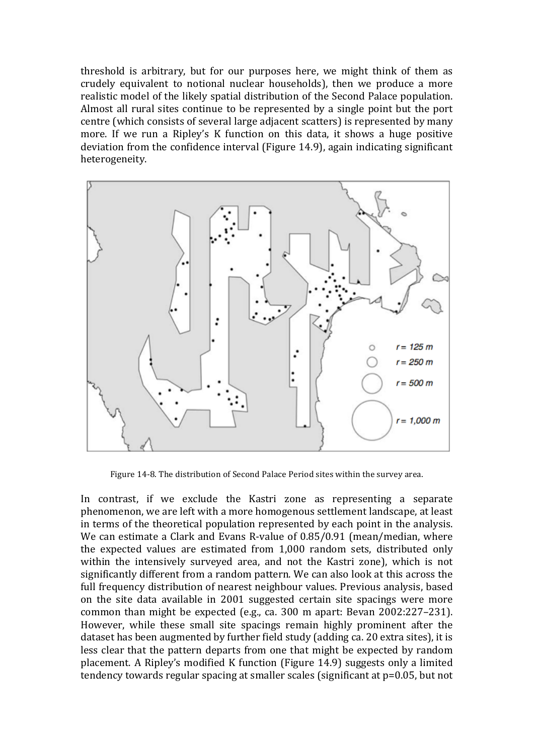threshold is arbitrary, but for our purposes here, we might think of them as crudely equivalent to notional nuclear households), then we produce a more realistic model of the likely spatial distribution of the Second Palace population. Almost all rural sites continue to be represented by a single point but the port centre (which consists of several large adjacent scatters) is represented by many more. If we run a Ripley's K function on this data, it shows a huge positive deviation from the confidence interval (Figure 14.9), again indicating significant heterogeneity.

Figure 14-8. The distribution of Second Palace Period sites within the survey area.

In contrast, if we exclude the Kastri zone as representing a separate phenomenon, we are left with a more homogenous settlement landscape, at least in terms of the theoretical population represented by each point in the analysis. We can estimate a Clark and Evans R-value of 0.85/0.91 (mean/median, where the expected values are estimated from 1,000 random sets, distributed only within the intensively surveyed area, and not the Kastri zone), which is not significantly different from a random pattern. We can also look at this across the full frequency distribution of nearest neighbour values. Previous analysis, based on the site data available in 2001 suggested certain site spacings were more common than might be expected (e.g., ca. 300 m apart: Bevan 2002:227–231). However, while these small site spacings remain highly prominent after the dataset has been augmented by further field study (adding ca. 20 extra sites), it is less clear that the pattern departs from one that might be expected by random placement. A Ripley's modified K function (Figure 14.9) suggests only a limited tendency towards regular spacing at smaller scales (significant at $p=0.05$, but not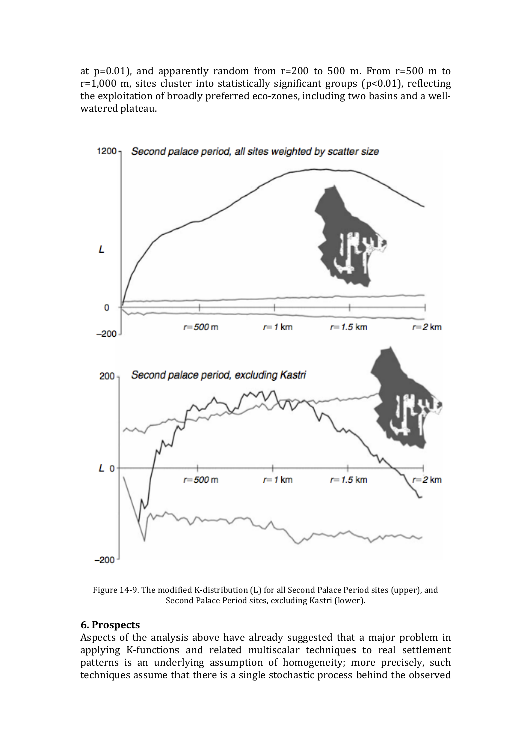at p=0.01), and apparently random from r=200 to 500 m. From r=500 m to r=1,000 m, sites cluster into statistically significant groups (p<0.01), reflecting the exploitation of broadly preferred eco-zones, including two basins and a well-watered plateau.

Figure 14-9. The modified K-distribution (L) for all Second Palace Period sites (upper), and Second Palace Period sites, excluding Kastri (lower).

## 6. Prospects

Aspects of the analysis above have already suggested that a major problem in applying K-functions and related multiscalar techniques to real settlement patterns is an underlying assumption of homogeneity; more precisely, such techniques assume that there is a single stochastic process behind the observed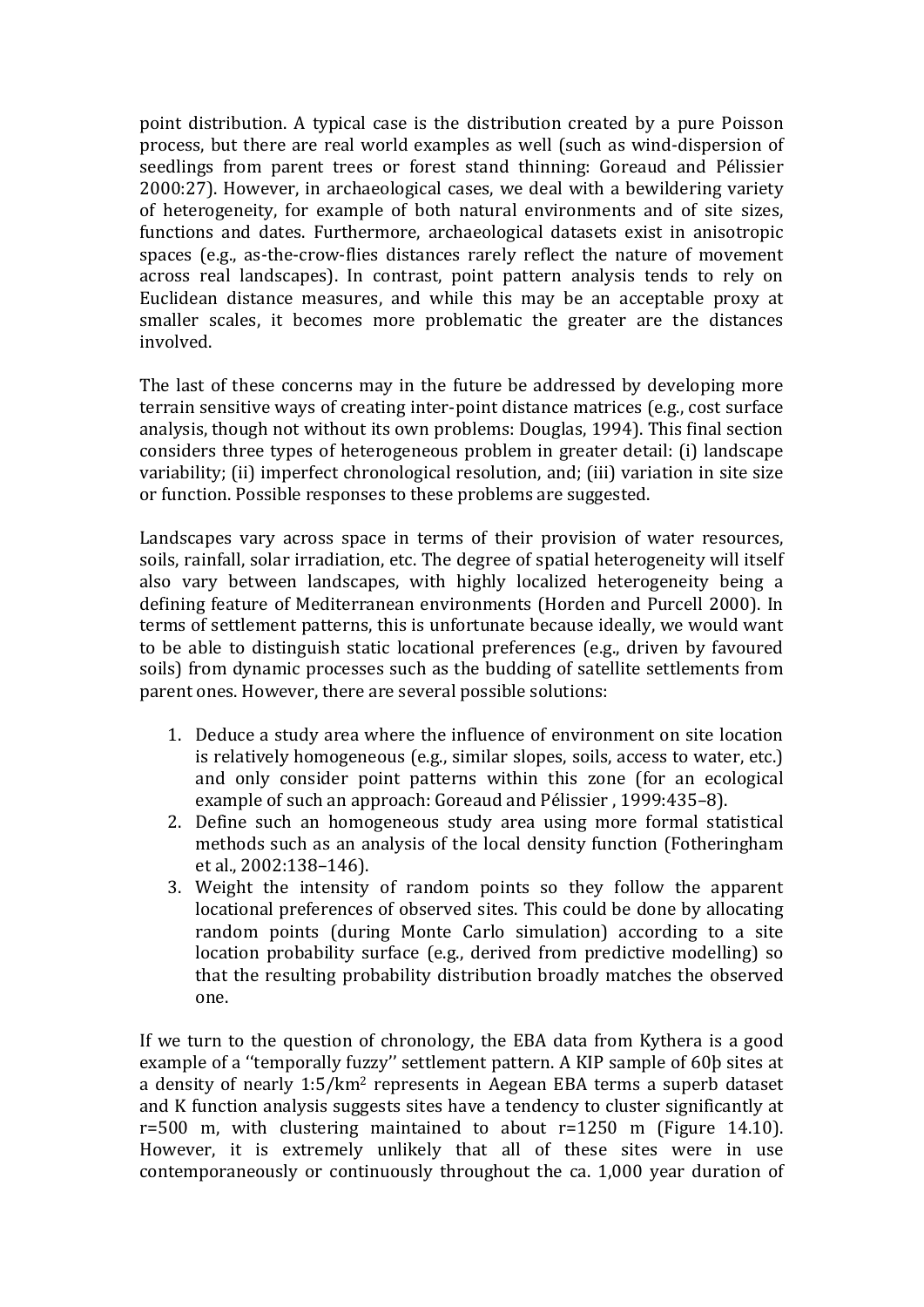point distribution. A typical case is the distribution created by a pure Poisson process, but there are real world examples as well (such as wind-dispersion of seedlings from parent trees or forest stand thinning: Goreaud and Pélissier 2000:27). However, in archaeological cases, we deal with a bewildering variety of heterogeneity, for example of both natural environments and of site sizes, functions and dates. Furthermore, archaeological datasets exist in anisotropic spaces (e.g., as-the-crow-flies distances rarely reflect the nature of movement across real landscapes). In contrast, point pattern analysis tends to rely on Euclidean distance measures, and while this may be an acceptable proxy at smaller scales, it becomes more problematic the greater are the distances involved.

The last of these concerns may in the future be addressed by developing more terrain sensitive ways of creating inter-point distance matrices (e.g., cost surface analysis, though not without its own problems: Douglas, 1994). This final section considers three types of heterogeneous problem in greater detail: (i) landscape variability; (ii) imperfect chronological resolution, and; (iii) variation in site size or function. Possible responses to these problems are suggested.

Landscapes vary across space in terms of their provision of water resources, soils, rainfall, solar irradiation, etc. The degree of spatial heterogeneity will itself also vary between landscapes, with highly localized heterogeneity being a defining feature of Mediterranean environments (Horden and Purcell 2000). In terms of settlement patterns, this is unfortunate because ideally, we would want to be able to distinguish static locational preferences (e.g., driven by favoured soils) from dynamic processes such as the budding of satellite settlements from parent ones. However, there are several possible solutions:

1. Deduce a study area where the influence of environment on site location is relatively homogeneous (e.g., similar slopes, soils, access to water, etc.) and only consider point patterns within this zone (for an ecological example of such an approach: Goreaud and Pélissier , 1999:435–8).
2. Define such an homogeneous study area using more formal statistical methods such as an analysis of the local density function (Fotheringham et al., 2002:138–146).
3. Weight the intensity of random points so they follow the apparent locational preferences of observed sites. This could be done by allocating random points (during Monte Carlo simulation) according to a site location probability surface (e.g., derived from predictive modelling) so that the resulting probability distribution broadly matches the observed one.

If we turn to the question of chronology, the EBA data from Kythera is a good example of a ''temporally fuzzy'' settlement pattern. A KIP sample of 60þ sites at a density of nearly 1:5/km$^2$ represents in Aegean EBA terms a superb dataset and K function analysis suggests sites have a tendency to cluster significantly at r=500 m, with clustering maintained to about r=1250 m (Figure 14.10). However, it is extremely unlikely that all of these sites were in use contemporaneously or continuously throughout the ca. 1,000 year duration of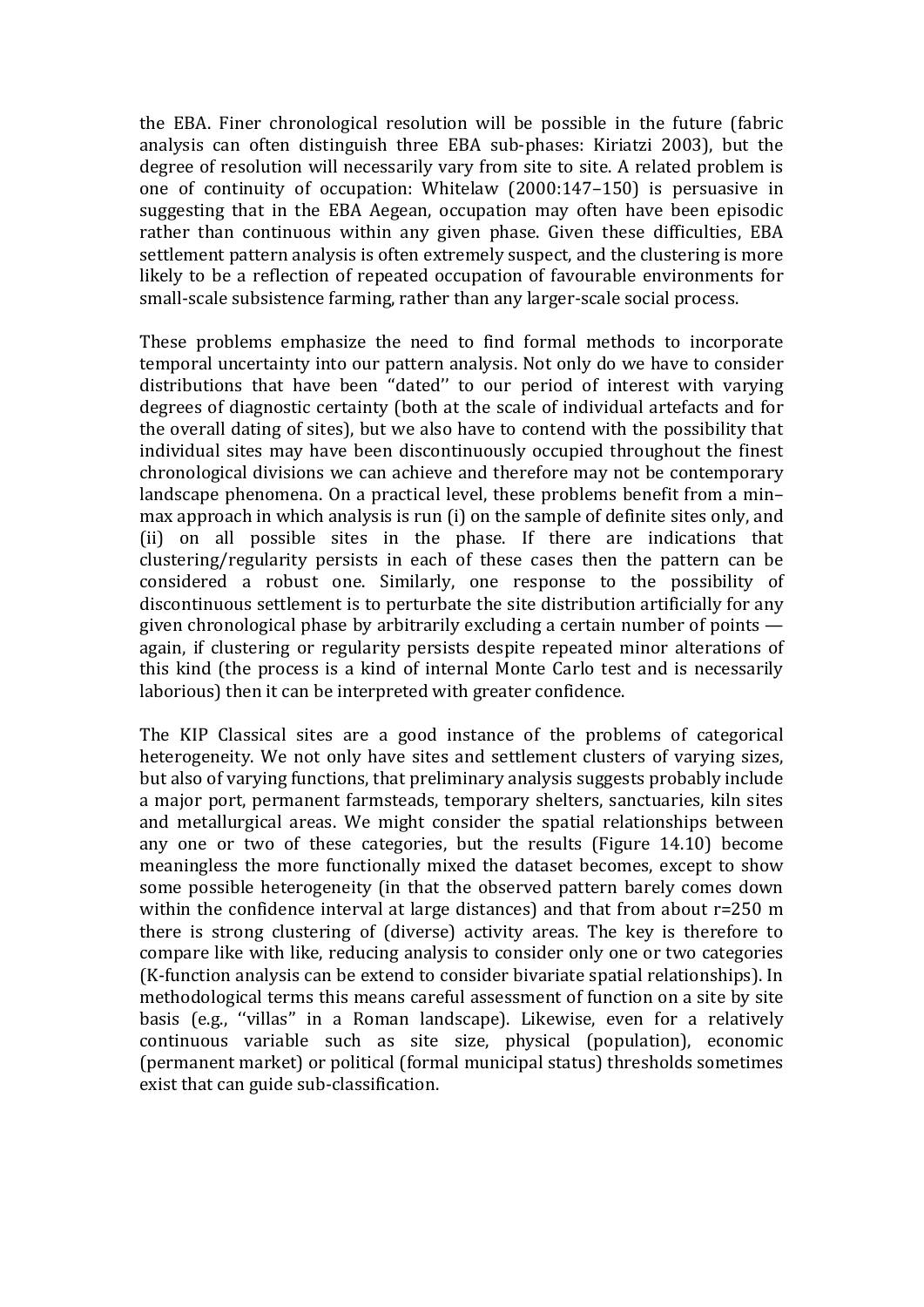the EBA. Finer chronological resolution will be possible in the future (fabric analysis can often distinguish three EBA sub-phases: Kiriatzi 2003), but the degree of resolution will necessarily vary from site to site. A related problem is one of continuity of occupation: Whitelaw (2000:147–150) is persuasive in suggesting that in the EBA Aegean, occupation may often have been episodic rather than continuous within any given phase. Given these difficulties, EBA settlement pattern analysis is often extremely suspect, and the clustering is more likely to be a reflection of repeated occupation of favourable environments for small-scale subsistence farming, rather than any larger-scale social process.

These problems emphasize the need to find formal methods to incorporate temporal uncertainty into our pattern analysis. Not only do we have to consider distributions that have been ''dated'' to our period of interest with varying degrees of diagnostic certainty (both at the scale of individual artefacts and for the overall dating of sites), but we also have to contend with the possibility that individual sites may have been discontinuously occupied throughout the finest chronological divisions we can achieve and therefore may not be contemporary landscape phenomena. On a practical level, these problems benefit from a min–max approach in which analysis is run (i) on the sample of definite sites only, and (ii) on all possible sites in the phase. If there are indications that clustering/regularity persists in each of these cases then the pattern can be considered a robust one. Similarly, one response to the possibility of discontinuous settlement is to perturbate the site distribution artificially for any given chronological phase by arbitrarily excluding a certain number of points — again, if clustering or regularity persists despite repeated minor alterations of this kind (the process is a kind of internal Monte Carlo test and is necessarily laborious) then it can be interpreted with greater confidence.

The KIP Classical sites are a good instance of the problems of categorical heterogeneity. We not only have sites and settlement clusters of varying sizes, but also of varying functions, that preliminary analysis suggests probably include a major port, permanent farmsteads, temporary shelters, sanctuaries, kiln sites and metallurgical areas. We might consider the spatial relationships between any one or two of these categories, but the results (Figure 14.10) become meaningless the more functionally mixed the dataset becomes, except to show some possible heterogeneity (in that the observed pattern barely comes down within the confidence interval at large distances) and that from about r=250 m there is strong clustering of (diverse) activity areas. The key is therefore to compare like with like, reducing analysis to consider only one or two categories (K-function analysis can be extend to consider bivariate spatial relationships). In methodological terms this means careful assessment of function on a site by site basis (e.g., ''villas'' in a Roman landscape). Likewise, even for a relatively continuous variable such as site size, physical (population), economic (permanent market) or political (formal municipal status) thresholds sometimes exist that can guide sub-classification.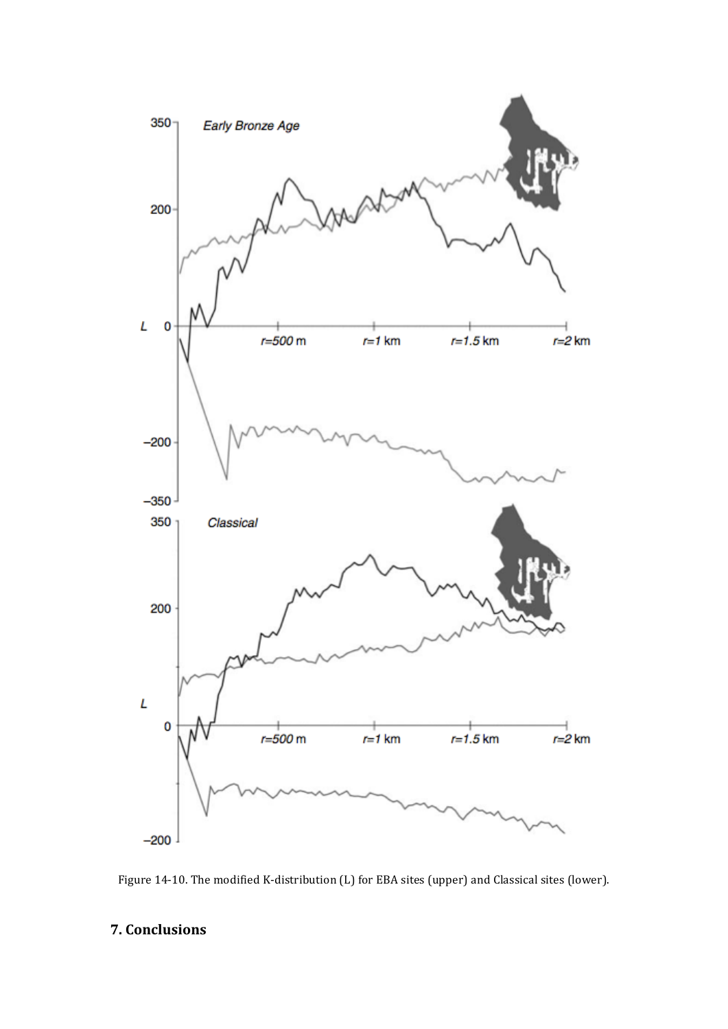Figure 14-10. The modified K-distribution (L) for EBA sites (upper) and Classical sites (lower).

## 7. Conclusions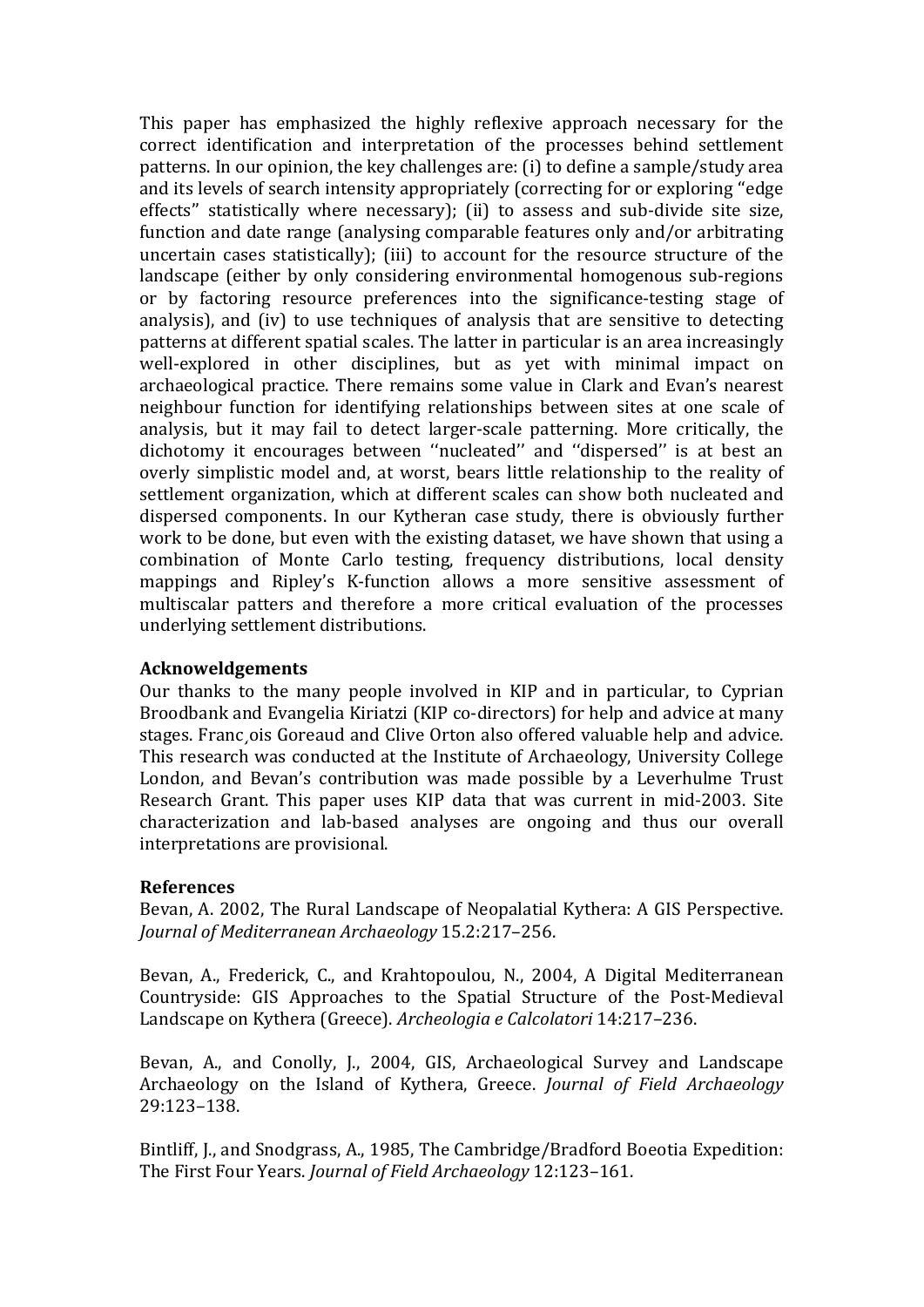This paper has emphasized the highly reflexive approach necessary for the correct identification and interpretation of the processes behind settlement patterns. In our opinion, the key challenges are: (i) to define a sample/study area and its levels of search intensity appropriately (correcting for or exploring "edge effects" statistically where necessary); (ii) to assess and sub-divide site size, function and date range (analysing comparable features only and/or arbitrating uncertain cases statistically); (iii) to account for the resource structure of the landscape (either by only considering environmental homogenous sub-regions or by factoring resource preferences into the significance-testing stage of analysis), and (iv) to use techniques of analysis that are sensitive to detecting patterns at different spatial scales. The latter in particular is an area increasingly well-explored in other disciplines, but as yet with minimal impact on archaeological practice. There remains some value in Clark and Evan's nearest neighbour function for identifying relationships between sites at one scale of analysis, but it may fail to detect larger-scale patterning. More critically, the dichotomy it encourages between ''nucleated'' and ''dispersed'' is at best an overly simplistic model and, at worst, bears little relationship to the reality of settlement organization, which at different scales can show both nucleated and dispersed components. In our Kytheran case study, there is obviously further work to be done, but even with the existing dataset, we have shown that using a combination of Monte Carlo testing, frequency distributions, local density mappings and Ripley's K-function allows a more sensitive assessment of multiscalar patters and therefore a more critical evaluation of the processes underlying settlement distributions.

### Acknoweldgements

Our thanks to the many people involved in KIP and in particular, to Cyprian Broodbank and Evangelia Kiriatzi (KIP co-directors) for help and advice at many stages. Franc¸ois Goreaud and Clive Orton also offered valuable help and advice. This research was conducted at the Institute of Archaeology, University College London, and Bevan's contribution was made possible by a Leverhulme Trust Research Grant. This paper uses KIP data that was current in mid-2003. Site characterization and lab-based analyses are ongoing and thus our overall interpretations are provisional.

### References

Bevan, A. 2002, The Rural Landscape of Neopalatial Kythera: A GIS Perspective. *Journal of Mediterranean Archaeology* 15.2:217–256.

Bevan, A., Frederick, C., and Krahtopoulou, N., 2004, A Digital Mediterranean Countryside: GIS Approaches to the Spatial Structure of the Post-Medieval Landscape on Kythera (Greece). *Archeologia e Calcolatori* 14:217–236.

Bevan, A., and Conolly, J., 2004, GIS, Archaeological Survey and Landscape Archaeology on the Island of Kythera, Greece. *Journal of Field Archaeology* 29:123–138.

Bintliff, J., and Snodgrass, A., 1985, The Cambridge/Bradford Boeotia Expedition: The First Four Years. *Journal of Field Archaeology* 12:123–161.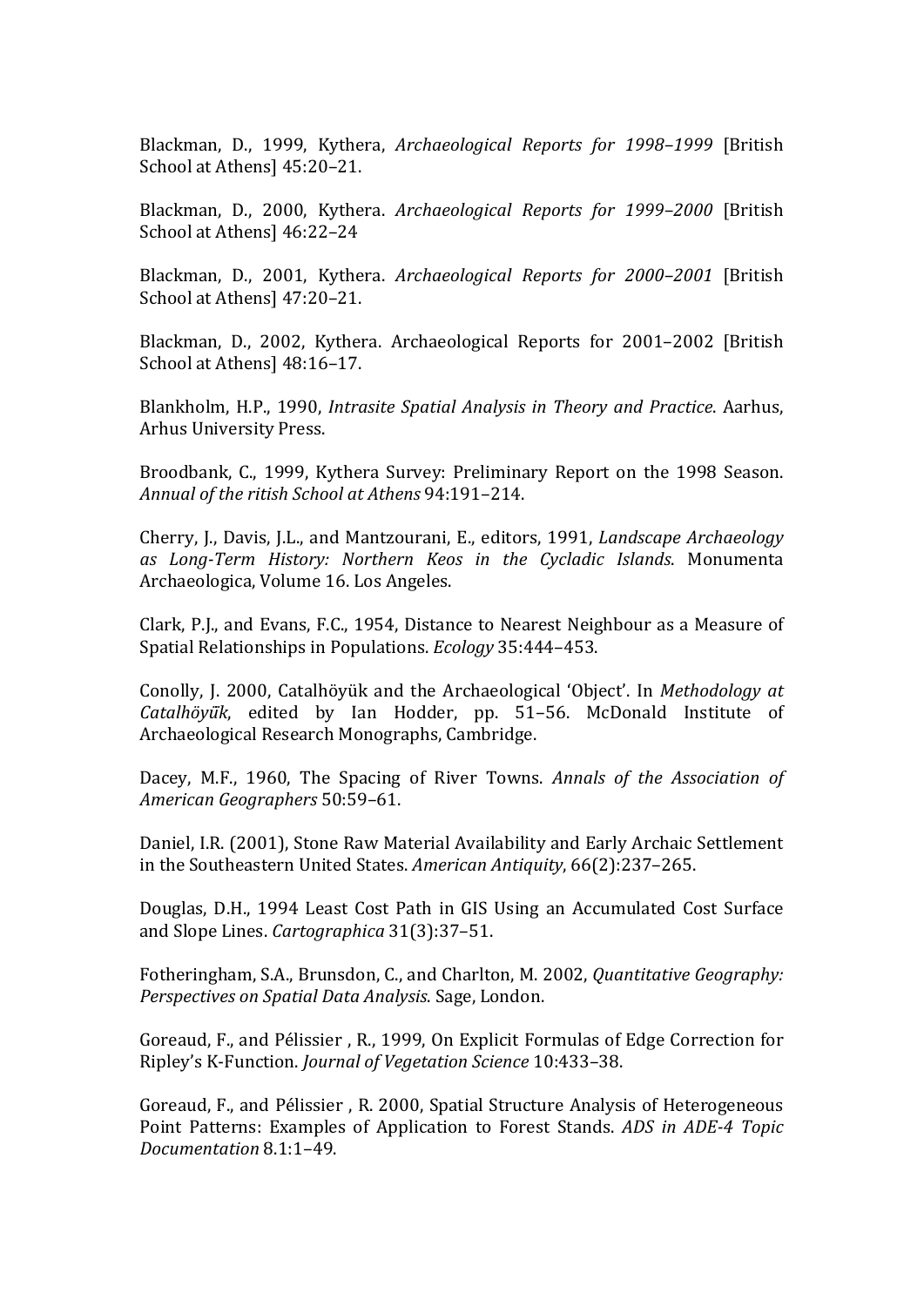Blackman, D., 1999, Kythera, *Archaeological Reports for 1998–1999* [British School at Athens] 45:20–21.

Blackman, D., 2000, Kythera. *Archaeological Reports for 1999–2000* [British School at Athens] 46:22–24

Blackman, D., 2001, Kythera. *Archaeological Reports for 2000–2001* [British School at Athens] 47:20–21.

Blackman, D., 2002, Kythera. Archaeological Reports for 2001–2002 [British School at Athens] 48:16–17.

Blankholm, H.P., 1990, *Intrasite Spatial Analysis in Theory and Practice*. Aarhus, Arhus University Press.

Broodbank, C., 1999, Kythera Survey: Preliminary Report on the 1998 Season. *Annual of the ritish School at Athens* 94:191–214.

Cherry, J., Davis, J.L., and Mantzourani, E., editors, 1991, *Landscape Archaeology as Long-Term History: Northern Keos in the Cycladic Islands*. Monumenta Archaeologica, Volume 16. Los Angeles.

Clark, P.J., and Evans, F.C., 1954, Distance to Nearest Neighbour as a Measure of Spatial Relationships in Populations. *Ecology* 35:444–453.

Conolly, J. 2000, Catalhöyük and the Archaeological 'Object'. In *Methodology at Catalhöyūk*, edited by Ian Hodder, pp. 51–56. McDonald Institute of Archaeological Research Monographs, Cambridge.

Dacey, M.F., 1960, The Spacing of River Towns. *Annals of the Association of American Geographers* 50:59–61.

Daniel, I.R. (2001), Stone Raw Material Availability and Early Archaic Settlement in the Southeastern United States. *American Antiquity*, 66(2):237–265.

Douglas, D.H., 1994 Least Cost Path in GIS Using an Accumulated Cost Surface and Slope Lines. *Cartographica* 31(3):37–51.

Fotheringham, S.A., Brunsdon, C., and Charlton, M. 2002, *Quantitative Geography: Perspectives on Spatial Data Analysis*. Sage, London.

Goreaud, F., and Pélissier , R., 1999, On Explicit Formulas of Edge Correction for Ripley's K-Function. *Journal of Vegetation Science* 10:433–38.

Goreaud, F., and Pélissier , R. 2000, Spatial Structure Analysis of Heterogeneous Point Patterns: Examples of Application to Forest Stands. *ADS in ADE-4 Topic Documentation* 8.1:1–49.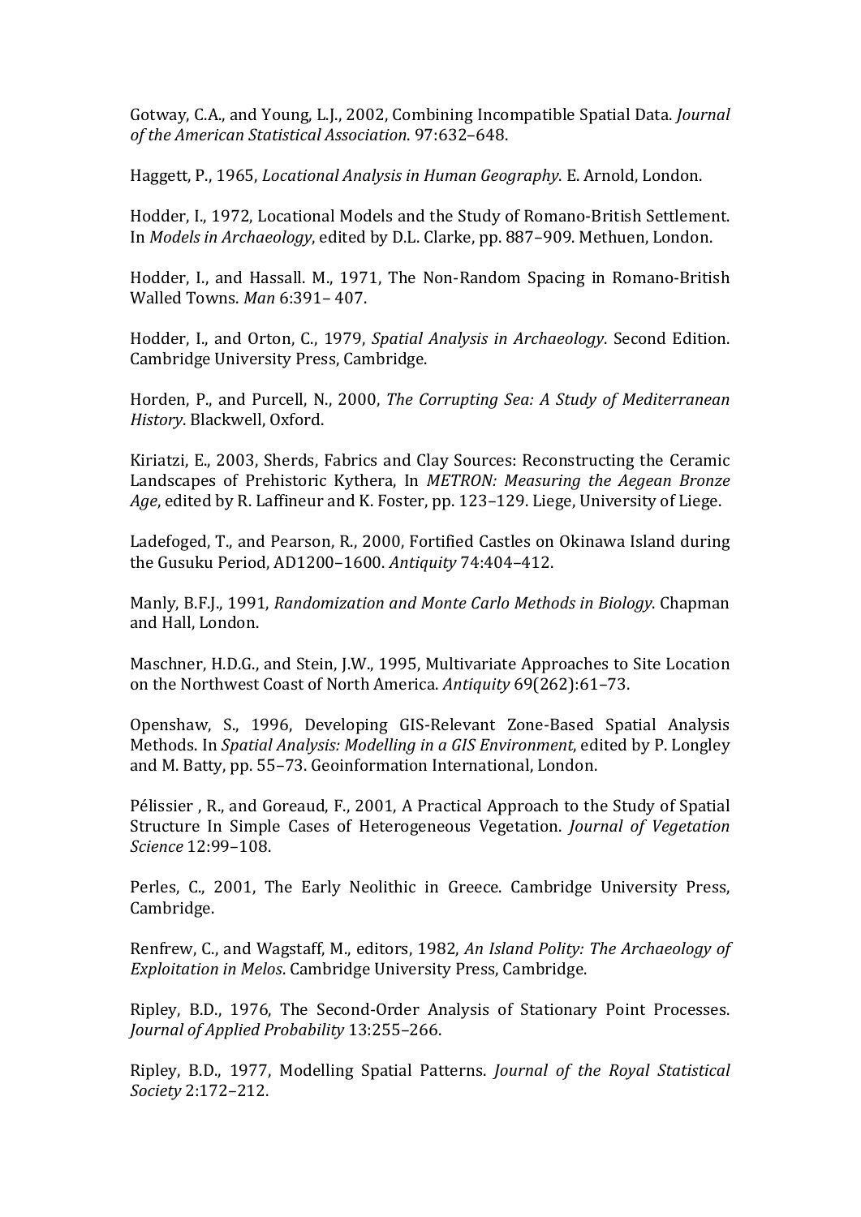Gotway, C.A., and Young, L.J., 2002, Combining Incompatible Spatial Data. *Journal of the American Statistical Association*. 97:632–648.

Haggett, P., 1965, *Locational Analysis in Human Geography*. E. Arnold, London.

Hodder, I., 1972, Locational Models and the Study of Romano-British Settlement. In *Models in Archaeology*, edited by D.L. Clarke, pp. 887–909. Methuen, London.

Hodder, I., and Hassall. M., 1971, The Non-Random Spacing in Romano-British Walled Towns. *Man* 6:391– 407.

Hodder, I., and Orton, C., 1979, *Spatial Analysis in Archaeology*. Second Edition. Cambridge University Press, Cambridge.

Horden, P., and Purcell, N., 2000, *The Corrupting Sea: A Study of Mediterranean History*. Blackwell, Oxford.

Kiriatzi, E., 2003, Sherds, Fabrics and Clay Sources: Reconstructing the Ceramic Landscapes of Prehistoric Kythera, In *METRON: Measuring the Aegean Bronze Age*, edited by R. Laffineur and K. Foster, pp. 123–129. Liege, University of Liege.

Ladefoged, T., and Pearson, R., 2000, Fortified Castles on Okinawa Island during the Gusuku Period, AD1200–1600. *Antiquity* 74:404–412.

Manly, B.F.J., 1991, *Randomization and Monte Carlo Methods in Biology*. Chapman and Hall, London.

Maschner, H.D.G., and Stein, J.W., 1995, Multivariate Approaches to Site Location on the Northwest Coast of North America. *Antiquity* 69(262):61–73.

Openshaw, S., 1996, Developing GIS-Relevant Zone-Based Spatial Analysis Methods. In *Spatial Analysis: Modelling in a GIS Environment*, edited by P. Longley and M. Batty, pp. 55–73. Geoinformation International, London.

Pélissier , R., and Goreaud, F., 2001, A Practical Approach to the Study of Spatial Structure In Simple Cases of Heterogeneous Vegetation. *Journal of Vegetation Science* 12:99–108.

Perles, C., 2001, The Early Neolithic in Greece. Cambridge University Press, Cambridge.

Renfrew, C., and Wagstaff, M., editors, 1982, *An Island Polity: The Archaeology of Exploitation in Melos*. Cambridge University Press, Cambridge.

Ripley, B.D., 1976, The Second-Order Analysis of Stationary Point Processes. *Journal of Applied Probability* 13:255–266.

Ripley, B.D., 1977, Modelling Spatial Patterns. *Journal of the Royal Statistical Society* 2:172–212.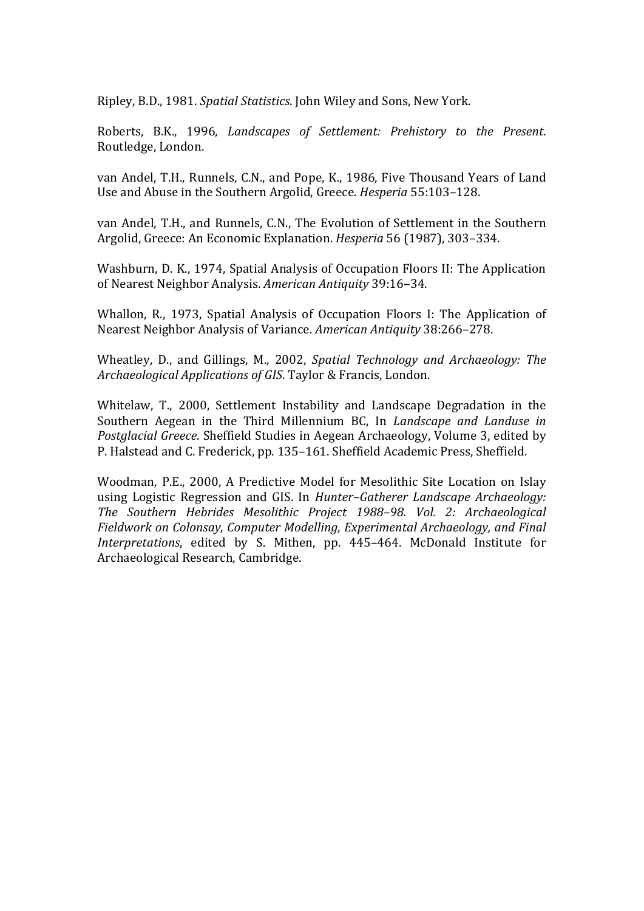Ripley, B.D., 1981. *Spatial Statistics*. John Wiley and Sons, New York.

Roberts, B.K., 1996, *Landscapes of Settlement: Prehistory to the Present*. Routledge, London.

van Andel, T.H., Runnels, C.N., and Pope, K., 1986, Five Thousand Years of Land Use and Abuse in the Southern Argolid, Greece. *Hesperia* 55:103–128.

van Andel, T.H., and Runnels, C.N., The Evolution of Settlement in the Southern Argolid, Greece: An Economic Explanation. *Hesperia* 56 (1987), 303–334.

Washburn, D. K., 1974, Spatial Analysis of Occupation Floors II: The Application of Nearest Neighbor Analysis. *American Antiquity* 39:16–34.

Whallon, R., 1973, Spatial Analysis of Occupation Floors I: The Application of Nearest Neighbor Analysis of Variance. *American Antiquity* 38:266–278.

Wheatley, D., and Gillings, M., 2002, *Spatial Technology and Archaeology: The Archaeological Applications of GIS*. Taylor & Francis, London.

Whitelaw, T., 2000, Settlement Instability and Landscape Degradation in the Southern Aegean in the Third Millennium BC, In *Landscape and Landuse in Postglacial Greece*. Sheffield Studies in Aegean Archaeology, Volume 3, edited by P. Halstead and C. Frederick, pp. 135–161. Sheffield Academic Press, Sheffield.

Woodman, P.E., 2000, A Predictive Model for Mesolithic Site Location on Islay using Logistic Regression and GIS. In *Hunter–Gatherer Landscape Archaeology: The Southern Hebrides Mesolithic Project 1988–98. Vol. 2: Archaeological Fieldwork on Colonsay, Computer Modelling, Experimental Archaeology, and Final Interpretations*, edited by S. Mithen, pp. 445–464. McDonald Institute for Archaeological Research, Cambridge.